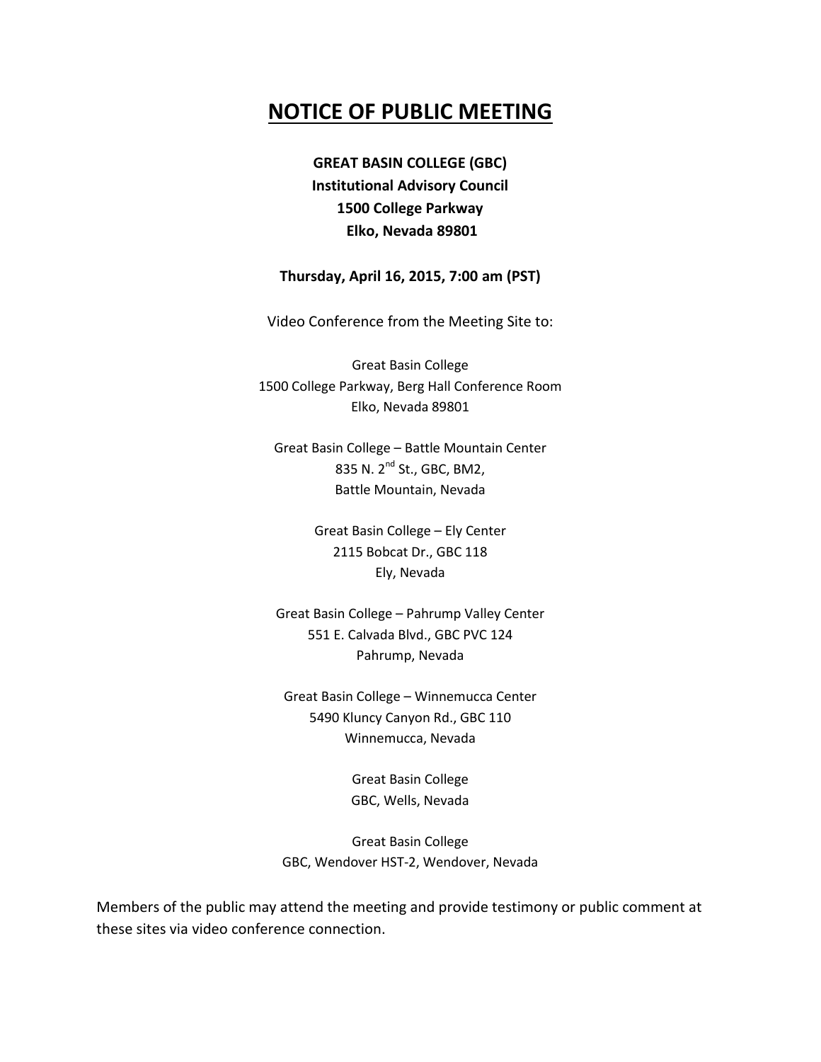# NOTICE OF PUBLIC MEETING

**GREAT BASIN COLLEGE (GBC)**
**Institutional Advisory Council**
**1500 College Parkway**
**Elko, Nevada 89801**

**Thursday, April 16, 2015, 7:00 am (PST)**

Video Conference from the Meeting Site to:

Great Basin College
1500 College Parkway, Berg Hall Conference Room
Elko, Nevada 89801

Great Basin College – Battle Mountain Center
835 N. 2nd St., GBC, BM2,
Battle Mountain, Nevada

Great Basin College – Ely Center
2115 Bobcat Dr., GBC 118
Ely, Nevada

Great Basin College – Pahrump Valley Center
551 E. Calvada Blvd., GBC PVC 124
Pahrump, Nevada

Great Basin College – Winnemucca Center
5490 Kluncy Canyon Rd., GBC 110
Winnemucca, Nevada

Great Basin College
GBC, Wells, Nevada

Great Basin College
GBC, Wendover HST-2, Wendover, Nevada

Members of the public may attend the meeting and provide testimony or public comment at these sites via video conference connection.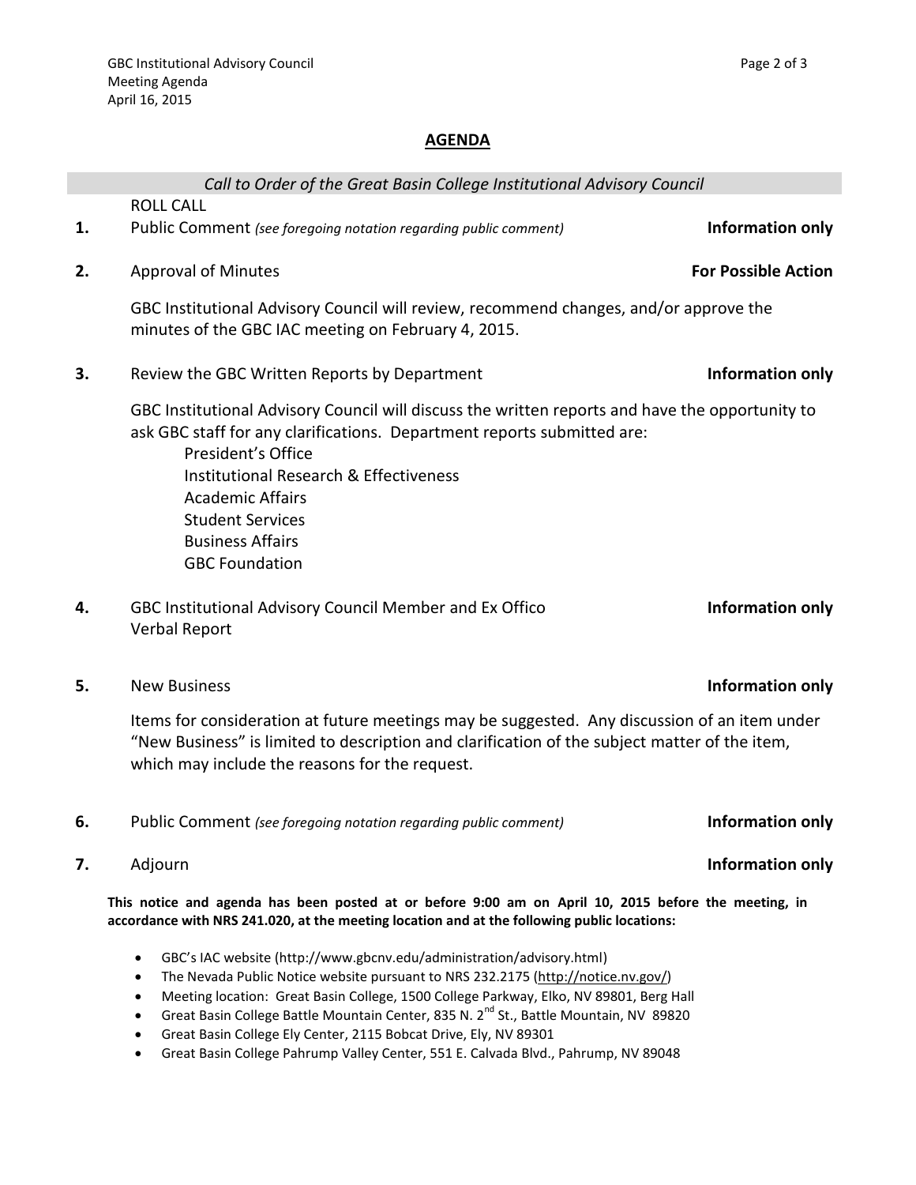## AGENDA

*Call to Order of the Great Basin College Institutional Advisory Council*

ROLL CALL

**1.** Public Comment *(see foregoing notation regarding public comment)* **Information only**

**2.** Approval of Minutes **For Possible Action**

GBC Institutional Advisory Council will review, recommend changes, and/or approve the minutes of the GBC IAC meeting on February 4, 2015.

**3.** Review the GBC Written Reports by Department **Information only**

GBC Institutional Advisory Council will discuss the written reports and have the opportunity to ask GBC staff for any clarifications. Department reports submitted are:

- President's Office
- Institutional Research & Effectiveness
- Academic Affairs
- Student Services
- Business Affairs
- GBC Foundation

**4.** GBC Institutional Advisory Council Member and Ex Offico Verbal Report **Information only**

**5.** New Business **Information only**

Items for consideration at future meetings may be suggested. Any discussion of an item under "New Business" is limited to description and clarification of the subject matter of the item, which may include the reasons for the request.

**6.** Public Comment *(see foregoing notation regarding public comment)* **Information only**

**7.** Adjourn **Information only**

**This notice and agenda has been posted at or before 9:00 am on April 10, 2015 before the meeting, in accordance with NRS 241.020, at the meeting location and at the following public locations:**

- GBC's IAC website (http://www.gbcnv.edu/administration/advisory.html)
- The Nevada Public Notice website pursuant to NRS 232.2175 (http://notice.nv.gov/)
- Meeting location: Great Basin College, 1500 College Parkway, Elko, NV 89801, Berg Hall
- Great Basin College Battle Mountain Center, 835 N. 2nd St., Battle Mountain, NV 89820
- Great Basin College Ely Center, 2115 Bobcat Drive, Ely, NV 89301
- Great Basin College Pahrump Valley Center, 551 E. Calvada Blvd., Pahrump, NV 89048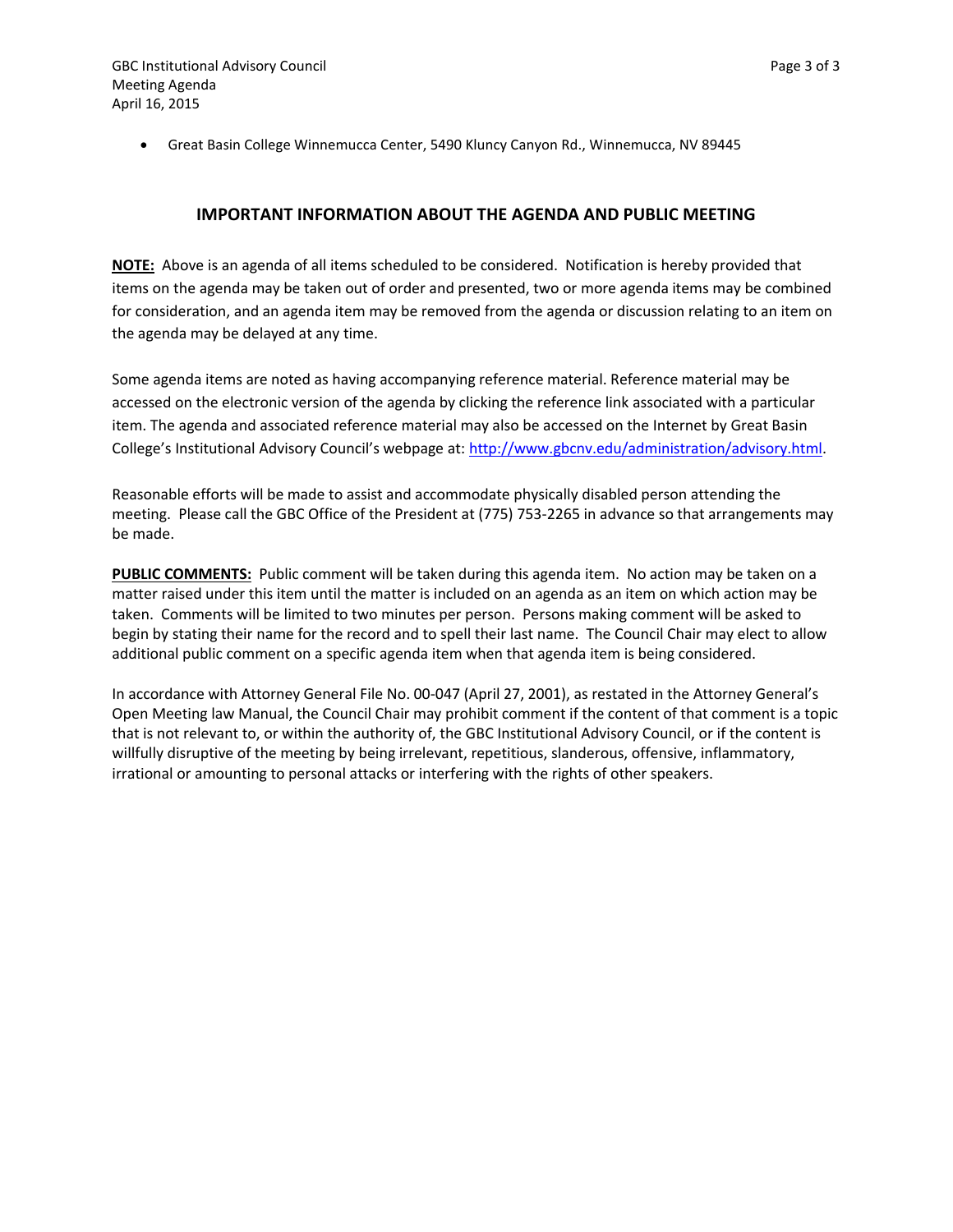- Great Basin College Winnemucca Center, 5490 Kluncy Canyon Rd., Winnemucca, NV 89445

## IMPORTANT INFORMATION ABOUT THE AGENDA AND PUBLIC MEETING

**NOTE:** Above is an agenda of all items scheduled to be considered. Notification is hereby provided that items on the agenda may be taken out of order and presented, two or more agenda items may be combined for consideration, and an agenda item may be removed from the agenda or discussion relating to an item on the agenda may be delayed at any time.

Some agenda items are noted as having accompanying reference material. Reference material may be accessed on the electronic version of the agenda by clicking the reference link associated with a particular item. The agenda and associated reference material may also be accessed on the Internet by Great Basin College's Institutional Advisory Council's webpage at: http://www.gbcnv.edu/administration/advisory.html.

Reasonable efforts will be made to assist and accommodate physically disabled person attending the meeting. Please call the GBC Office of the President at (775) 753-2265 in advance so that arrangements may be made.

**PUBLIC COMMENTS:** Public comment will be taken during this agenda item. No action may be taken on a matter raised under this item until the matter is included on an agenda as an item on which action may be taken. Comments will be limited to two minutes per person. Persons making comment will be asked to begin by stating their name for the record and to spell their last name. The Council Chair may elect to allow additional public comment on a specific agenda item when that agenda item is being considered.

In accordance with Attorney General File No. 00-047 (April 27, 2001), as restated in the Attorney General's Open Meeting law Manual, the Council Chair may prohibit comment if the content of that comment is a topic that is not relevant to, or within the authority of, the GBC Institutional Advisory Council, or if the content is willfully disruptive of the meeting by being irrelevant, repetitious, slanderous, offensive, inflammatory, irrational or amounting to personal attacks or interfering with the rights of other speakers.